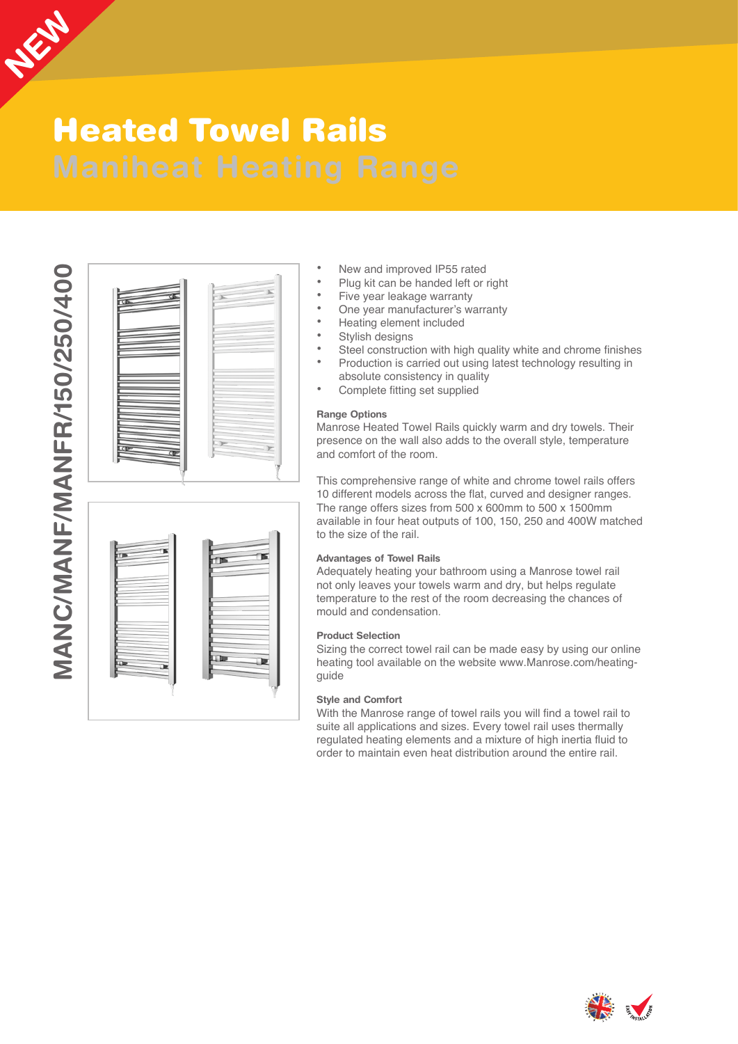NEW

# Heated Towel Rails

## Maniheat Heating Range

**MANC/MANF/MANFR/150/250/400**

- New and improved IP55 rated
- Plug kit can be handed left or right
- Five year leakage warranty
- One year manufacturer's warranty
- Heating element included
- Stylish designs
- Steel construction with high quality white and chrome finishes
- Production is carried out using latest technology resulting in absolute consistency in quality
- Complete fitting set supplied

### Range Options

Manrose Heated Towel Rails quickly warm and dry towels. Their presence on the wall also adds to the overall style, temperature and comfort of the room.

This comprehensive range of white and chrome towel rails offers 10 different models across the flat, curved and designer ranges. The range offers sizes from 500 x 600mm to 500 x 1500mm available in four heat outputs of 100, 150, 250 and 400W matched to the size of the rail.

### Advantages of Towel Rails

Adequately heating your bathroom using a Manrose towel rail not only leaves your towels warm and dry, but helps regulate temperature to the rest of the room decreasing the chances of mould and condensation.

### Product Selection

Sizing the correct towel rail can be made easy by using our online heating tool available on the website www.Manrose.com/heating-guide

### Style and Comfort

With the Manrose range of towel rails you will find a towel rail to suite all applications and sizes. Every towel rail uses thermally regulated heating elements and a mixture of high inertia fluid to order to maintain even heat distribution around the entire rail.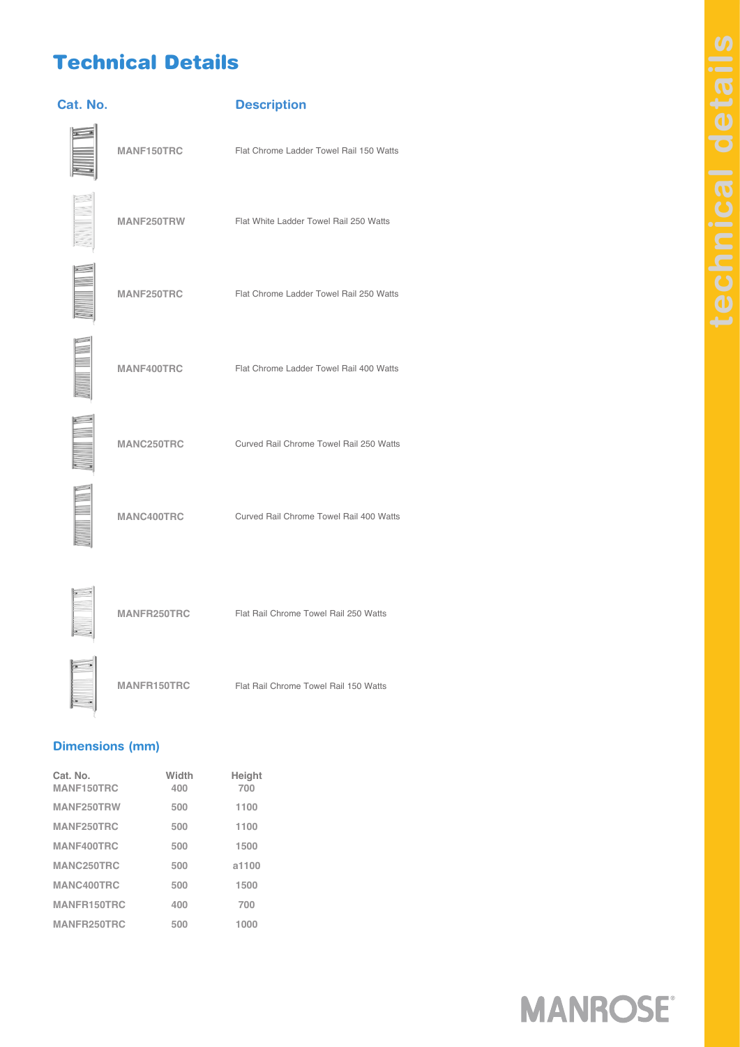# Technical Details

| Cat. No. | Description |
|---|---|
| MANF150TRC | Flat Chrome Ladder Towel Rail 150 Watts |
| MANF250TRW | Flat White Ladder Towel Rail 250 Watts |
| MANF250TRC | Flat Chrome Ladder Towel Rail 250 Watts |
| MANF400TRC | Flat Chrome Ladder Towel Rail 400 Watts |
| MANC250TRC | Curved Rail Chrome Towel Rail 250 Watts |
| MANC400TRC | Curved Rail Chrome Towel Rail 400 Watts |
| MANFR250TRC | Flat Rail Chrome Towel Rail 250 Watts |
| MANFR150TRC | Flat Rail Chrome Towel Rail 150 Watts |

## Dimensions (mm)

| Cat. No. | Width | Height |
|---|---|---|
| MANF150TRC | 400 | 700 |
| MANF250TRW | 500 | 1100 |
| MANF250TRC | 500 | 1100 |
| MANF400TRC | 500 | 1500 |
| MANC250TRC | 500 | a1100 |
| MANC400TRC | 500 | 1500 |
| MANFR150TRC | 400 | 700 |
| MANFR250TRC | 500 | 1000 |

technical details

MANROSE®